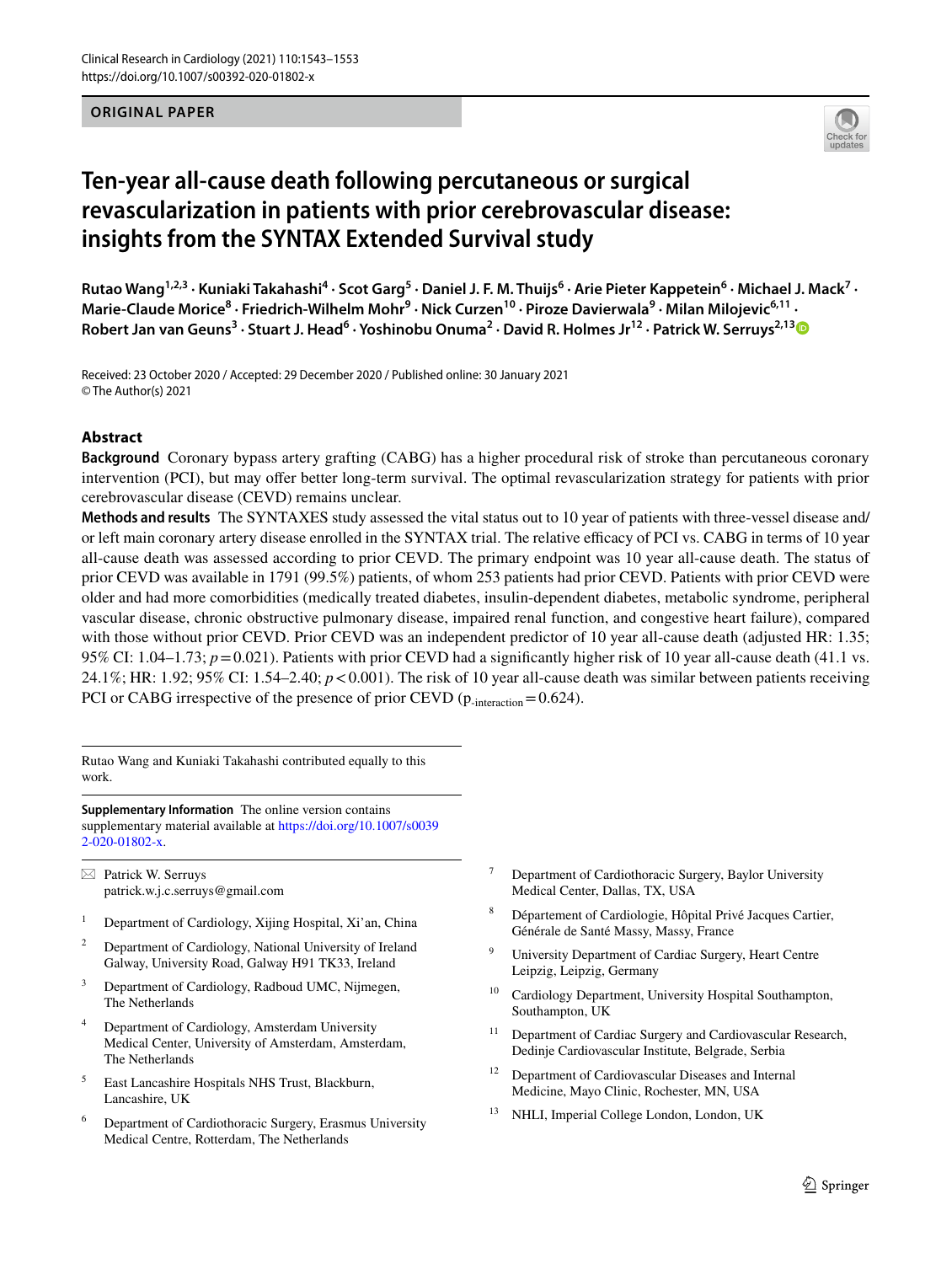ORIGINAL PAPER

# Ten-year all-cause death following percutaneous or surgical revascularization in patients with prior cerebrovascular disease: insights from the SYNTAX Extended Survival study

**Rutao Wang[1,2,3] · Kuniaki Takahashi[4] · Scot Garg[5] · Daniel J. F. M. Thuijs[6] · Arie Pieter Kappetein[6] · Michael J. Mack[7] · Marie-Claude Morice[8] · Friedrich-Wilhelm Mohr[9] · Nick Curzen[10] · Piroze Davierwala[9] · Milan Milojevic[6,11] · Robert Jan van Geuns[3] · Stuart J. Head[6] · Yoshinobu Onuma[2] · David R. Holmes Jr[12] · Patrick W. Serruys[2,13]**

Received: 23 October 2020 / Accepted: 29 December 2020 / Published online: 30 January 2021
© The Author(s) 2021

## Abstract

**Background** Coronary bypass artery grafting (CABG) has a higher procedural risk of stroke than percutaneous coronary intervention (PCI), but may offer better long-term survival. The optimal revascularization strategy for patients with prior cerebrovascular disease (CEVD) remains unclear.

**Methods and results** The SYNTAXES study assessed the vital status out to 10 year of patients with three-vessel disease and/or left main coronary artery disease enrolled in the SYNTAX trial. The relative efficacy of PCI vs. CABG in terms of 10 year all-cause death was assessed according to prior CEVD. The primary endpoint was 10 year all-cause death. The status of prior CEVD was available in 1791 (99.5%) patients, of whom 253 patients had prior CEVD. Patients with prior CEVD were older and had more comorbidities (medically treated diabetes, insulin-dependent diabetes, metabolic syndrome, peripheral vascular disease, chronic obstructive pulmonary disease, impaired renal function, and congestive heart failure), compared with those without prior CEVD. Prior CEVD was an independent predictor of 10 year all-cause death (adjusted HR: 1.35; 95% CI: 1.04–1.73; $p = 0.021$). Patients with prior CEVD had a significantly higher risk of 10 year all-cause death (41.1 vs. 24.1%; HR: 1.92; 95% CI: 1.54–2.40; $p < 0.001$). The risk of 10 year all-cause death was similar between patients receiving PCI or CABG irrespective of the presence of prior CEVD ($p_{\text{-interaction}} = 0.624$).

---

Rutao Wang and Kuniaki Takahashi contributed equally to this work.

**Supplementary Information** The online version contains supplementary material available at https://doi.org/10.1007/s00392-020-01802-x.

✉ Patrick W. Serruys
patrick.w.j.c.serruys@gmail.com

1. Department of Cardiology, Xijing Hospital, Xi'an, China
2. Department of Cardiology, National University of Ireland Galway, University Road, Galway H91 TK33, Ireland
3. Department of Cardiology, Radboud UMC, Nijmegen, The Netherlands
4. Department of Cardiology, Amsterdam University Medical Center, University of Amsterdam, Amsterdam, The Netherlands
5. East Lancashire Hospitals NHS Trust, Blackburn, Lancashire, UK
6. Department of Cardiothoracic Surgery, Erasmus University Medical Centre, Rotterdam, The Netherlands
7. Department of Cardiothoracic Surgery, Baylor University Medical Center, Dallas, TX, USA
8. Département de Cardiologie, Hôpital Privé Jacques Cartier, Générale de Santé Massy, Massy, France
9. University Department of Cardiac Surgery, Heart Centre Leipzig, Leipzig, Germany
10. Cardiology Department, University Hospital Southampton, Southampton, UK
11. Department of Cardiac Surgery and Cardiovascular Research, Dedinje Cardiovascular Institute, Belgrade, Serbia
12. Department of Cardiovascular Diseases and Internal Medicine, Mayo Clinic, Rochester, MN, USA
13. NHLI, Imperial College London, London, UK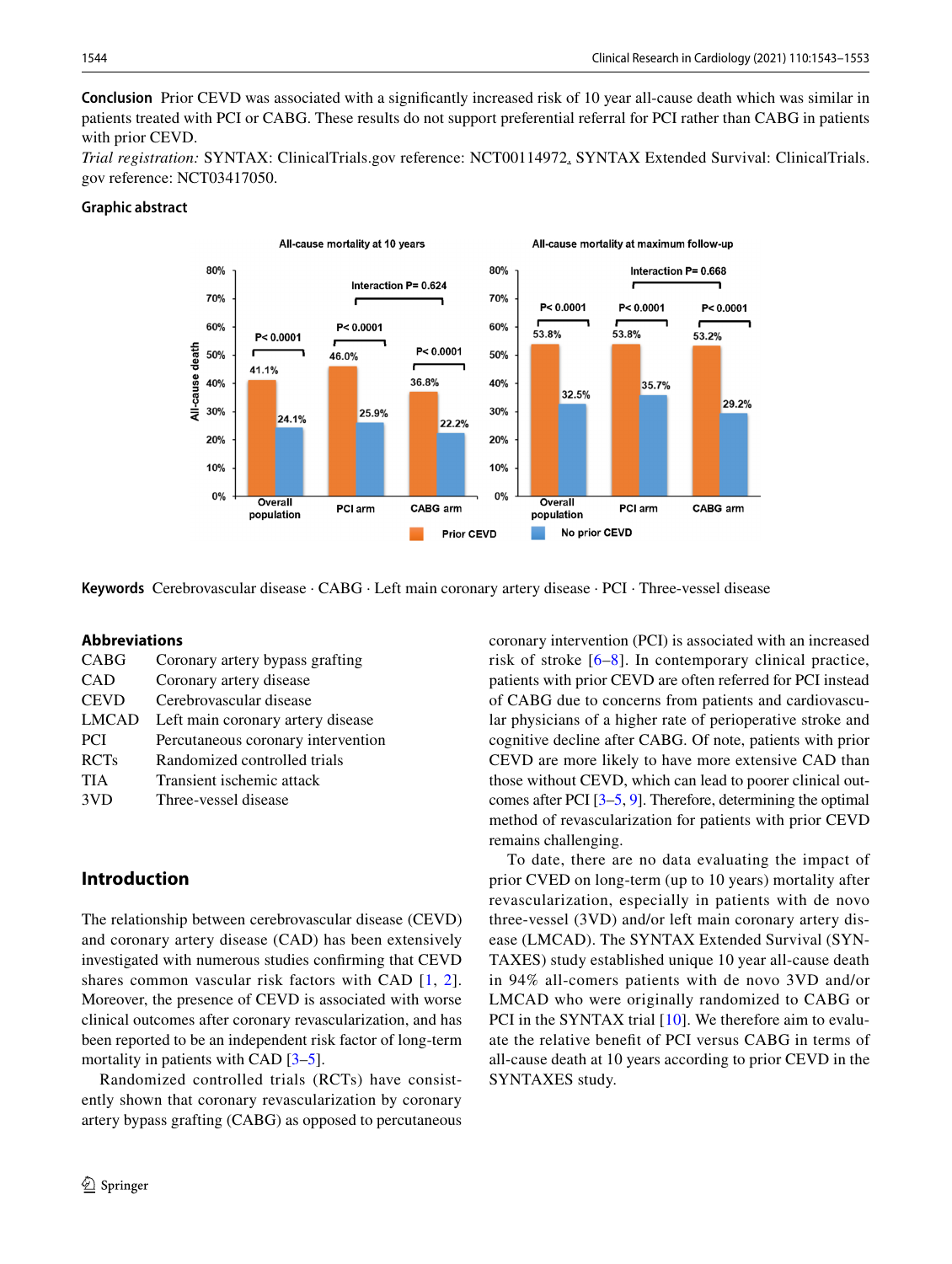**Conclusion** Prior CEVD was associated with a significantly increased risk of 10 year all-cause death which was similar in patients treated with PCI or CABG. These results do not support preferential referral for PCI rather than CABG in patients with prior CEVD.

*Trial registration:* SYNTAX: ClinicalTrials.gov reference: NCT00114972. SYNTAX Extended Survival: ClinicalTrials.gov reference: NCT03417050.

**Graphic abstract**

**Keywords** Cerebrovascular disease · CABG · Left main coronary artery disease · PCI · Three-vessel disease

### Abbreviations

| | |
|---|---|
| CABG | Coronary artery bypass grafting |
| CAD | Coronary artery disease |
| CEVD | Cerebrovascular disease |
| LMCAD | Left main coronary artery disease |
| PCI | Percutaneous coronary intervention |
| RCTs | Randomized controlled trials |
| TIA | Transient ischemic attack |
| 3VD | Three-vessel disease |

## Introduction

The relationship between cerebrovascular disease (CEVD) and coronary artery disease (CAD) has been extensively investigated with numerous studies confirming that CEVD shares common vascular risk factors with CAD [1, 2]. Moreover, the presence of CEVD is associated with worse clinical outcomes after coronary revascularization, and has been reported to be an independent risk factor of long-term mortality in patients with CAD [3–5].

Randomized controlled trials (RCTs) have consistently shown that coronary revascularization by coronary artery bypass grafting (CABG) as opposed to percutaneous coronary intervention (PCI) is associated with an increased risk of stroke [6–8]. In contemporary clinical practice, patients with prior CEVD are often referred for PCI instead of CABG due to concerns from patients and cardiovascular physicians of a higher rate of perioperative stroke and cognitive decline after CABG. Of note, patients with prior CEVD are more likely to have more extensive CAD than those without CEVD, which can lead to poorer clinical outcomes after PCI [3–5, 9]. Therefore, determining the optimal method of revascularization for patients with prior CEVD remains challenging.

To date, there are no data evaluating the impact of prior CVED on long-term (up to 10 years) mortality after revascularization, especially in patients with de novo three-vessel (3VD) and/or left main coronary artery disease (LMCAD). The SYNTAX Extended Survival (SYNTAXES) study established unique 10 year all-cause death in 94% all-comers patients with de novo 3VD and/or LMCAD who were originally randomized to CABG or PCI in the SYNTAX trial [10]. We therefore aim to evaluate the relative benefit of PCI versus CABG in terms of all-cause death at 10 years according to prior CEVD in the SYNTAXES study.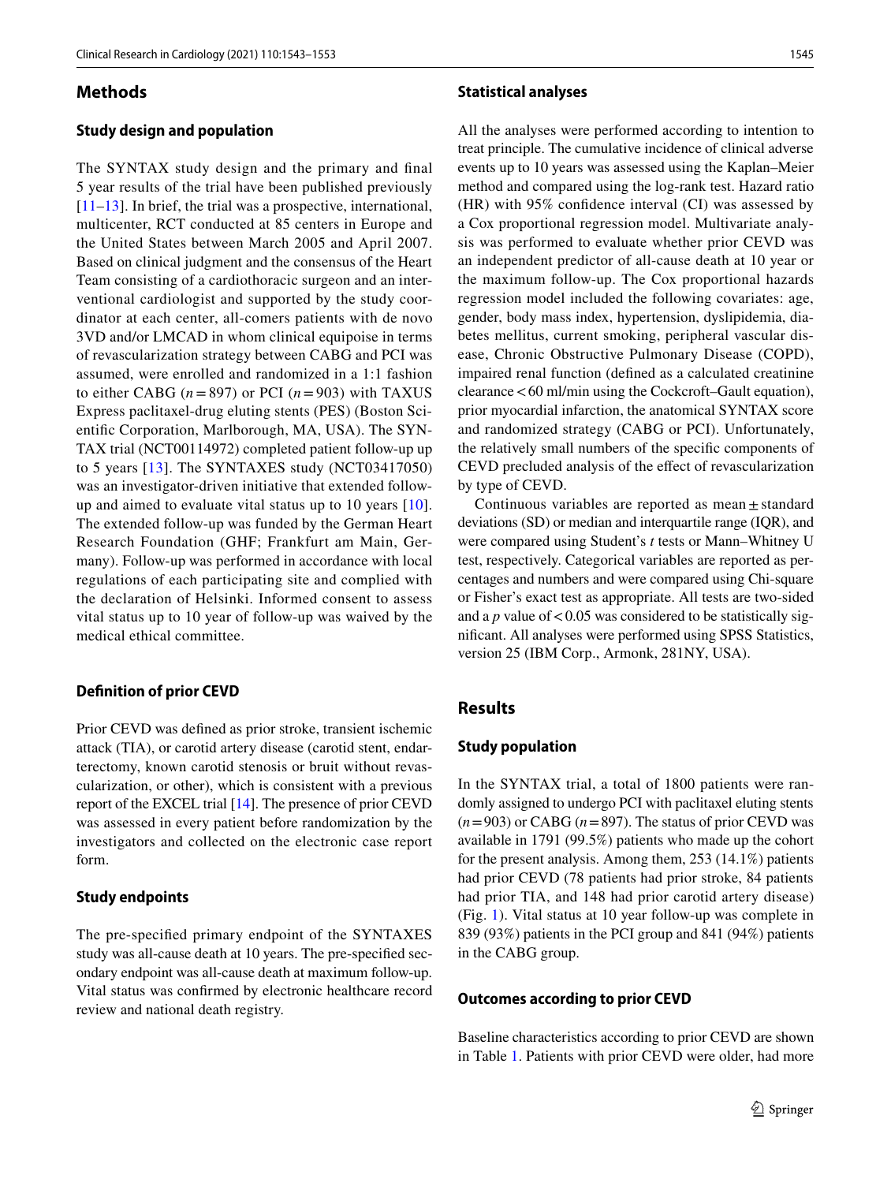## Methods

### Study design and population

The SYNTAX study design and the primary and final 5 year results of the trial have been published previously [11–13]. In brief, the trial was a prospective, international, multicenter, RCT conducted at 85 centers in Europe and the United States between March 2005 and April 2007. Based on clinical judgment and the consensus of the Heart Team consisting of a cardiothoracic surgeon and an interventional cardiologist and supported by the study coordinator at each center, all-comers patients with de novo 3VD and/or LMCAD in whom clinical equipoise in terms of revascularization strategy between CABG and PCI was assumed, were enrolled and randomized in a 1:1 fashion to either CABG ($n = 897$) or PCI ($n = 903$) with TAXUS Express paclitaxel-drug eluting stents (PES) (Boston Scientific Corporation, Marlborough, MA, USA). The SYNTAX trial (NCT00114972) completed patient follow-up up to 5 years [13]. The SYNTAXES study (NCT03417050) was an investigator-driven initiative that extended follow-up and aimed to evaluate vital status up to 10 years [10]. The extended follow-up was funded by the German Heart Research Foundation (GHF; Frankfurt am Main, Germany). Follow-up was performed in accordance with local regulations of each participating site and complied with the declaration of Helsinki. Informed consent to assess vital status up to 10 year of follow-up was waived by the medical ethical committee.

### Definition of prior CEVD

Prior CEVD was defined as prior stroke, transient ischemic attack (TIA), or carotid artery disease (carotid stent, endarterectomy, known carotid stenosis or bruit without revascularization, or other), which is consistent with a previous report of the EXCEL trial [14]. The presence of prior CEVD was assessed in every patient before randomization by the investigators and collected on the electronic case report form.

### Study endpoints

The pre-specified primary endpoint of the SYNTAXES study was all-cause death at 10 years. The pre-specified secondary endpoint was all-cause death at maximum follow-up. Vital status was confirmed by electronic healthcare record review and national death registry.

### Statistical analyses

All the analyses were performed according to intention to treat principle. The cumulative incidence of clinical adverse events up to 10 years was assessed using the Kaplan–Meier method and compared using the log-rank test. Hazard ratio (HR) with 95% confidence interval (CI) was assessed by a Cox proportional regression model. Multivariate analysis was performed to evaluate whether prior CEVD was an independent predictor of all-cause death at 10 year or the maximum follow-up. The Cox proportional hazards regression model included the following covariates: age, gender, body mass index, hypertension, dyslipidemia, diabetes mellitus, current smoking, peripheral vascular disease, Chronic Obstructive Pulmonary Disease (COPD), impaired renal function (defined as a calculated creatinine clearance < 60 ml/min using the Cockcroft–Gault equation), prior myocardial infarction, the anatomical SYNTAX score and randomized strategy (CABG or PCI). Unfortunately, the relatively small numbers of the specific components of CEVD precluded analysis of the effect of revascularization by type of CEVD.

Continuous variables are reported as mean ± standard deviations (SD) or median and interquartile range (IQR), and were compared using Student's *t* tests or Mann–Whitney U test, respectively. Categorical variables are reported as percentages and numbers and were compared using Chi-square or Fisher's exact test as appropriate. All tests are two-sided and a $p$ value of $< 0.05$ was considered to be statistically significant. All analyses were performed using SPSS Statistics, version 25 (IBM Corp., Armonk, 281NY, USA).

## Results

### Study population

In the SYNTAX trial, a total of 1800 patients were randomly assigned to undergo PCI with paclitaxel eluting stents ($n = 903$) or CABG ($n = 897$). The status of prior CEVD was available in 1791 (99.5%) patients who made up the cohort for the present analysis. Among them, 253 (14.1%) patients had prior CEVD (78 patients had prior stroke, 84 patients had prior TIA, and 148 had prior carotid artery disease) (Fig. 1). Vital status at 10 year follow-up was complete in 839 (93%) patients in the PCI group and 841 (94%) patients in the CABG group.

### Outcomes according to prior CEVD

Baseline characteristics according to prior CEVD are shown in Table 1. Patients with prior CEVD were older, had more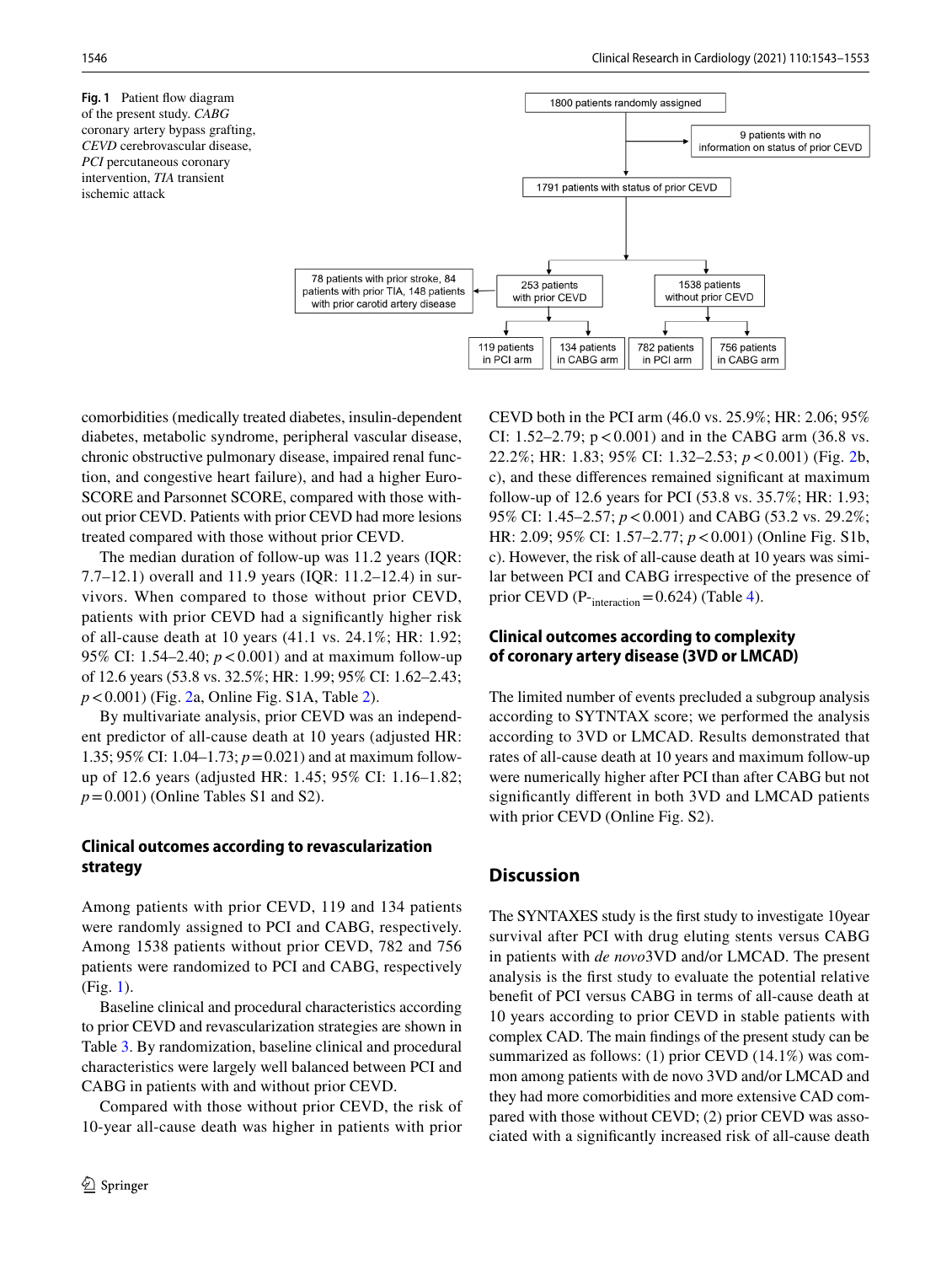Fig. 1 Patient flow diagram of the present study. *CABG* coronary artery bypass grafting, *CEVD* cerebrovascular disease, *PCI* percutaneous coronary intervention, *TIA* transient ischemic attack

comorbidities (medically treated diabetes, insulin-dependent diabetes, metabolic syndrome, peripheral vascular disease, chronic obstructive pulmonary disease, impaired renal function, and congestive heart failure), and had a higher EuroSCORE and Parsonnet SCORE, compared with those without prior CEVD. Patients with prior CEVD had more lesions treated compared with those without prior CEVD.

The median duration of follow-up was 11.2 years (IQR: 7.7–12.1) overall and 11.9 years (IQR: 11.2–12.4) in survivors. When compared to those without prior CEVD, patients with prior CEVD had a significantly higher risk of all-cause death at 10 years (41.1 vs. 24.1%; HR: 1.92; 95% CI: 1.54–2.40; $p<0.001$) and at maximum follow-up of 12.6 years (53.8 vs. 32.5%; HR: 1.99; 95% CI: 1.62–2.43; $p<0.001$) (Fig. 2a, Online Fig. S1A, Table 2).

By multivariate analysis, prior CEVD was an independent predictor of all-cause death at 10 years (adjusted HR: 1.35; 95% CI: 1.04–1.73; $p=0.021$) and at maximum follow-up of 12.6 years (adjusted HR: 1.45; 95% CI: 1.16–1.82; $p=0.001$) (Online Tables S1 and S2).

### Clinical outcomes according to revascularization strategy

Among patients with prior CEVD, 119 and 134 patients were randomly assigned to PCI and CABG, respectively. Among 1538 patients without prior CEVD, 782 and 756 patients were randomized to PCI and CABG, respectively (Fig. 1).

Baseline clinical and procedural characteristics according to prior CEVD and revascularization strategies are shown in Table 3. By randomization, baseline clinical and procedural characteristics were largely well balanced between PCI and CABG in patients with and without prior CEVD.

Compared with those without prior CEVD, the risk of 10-year all-cause death was higher in patients with prior CEVD both in the PCI arm (46.0 vs. 25.9%; HR: 2.06; 95% CI: 1.52–2.79; $p<0.001$) and in the CABG arm (36.8 vs. 22.2%; HR: 1.83; 95% CI: 1.32–2.53; $p<0.001$) (Fig. 2b, c), and these differences remained significant at maximum follow-up of 12.6 years for PCI (53.8 vs. 35.7%; HR: 1.93; 95% CI: 1.45–2.57; $p<0.001$) and CABG (53.2 vs. 29.2%; HR: 2.09; 95% CI: 1.57–2.77; $p<0.001$) (Online Fig. S1b, c). However, the risk of all-cause death at 10 years was similar between PCI and CABG irrespective of the presence of prior CEVD ($P_{\text{-interaction}}=0.624$) (Table 4).

### Clinical outcomes according to complexity of coronary artery disease (3VD or LMCAD)

The limited number of events precluded a subgroup analysis according to SYTNTAX score; we performed the analysis according to 3VD or LMCAD. Results demonstrated that rates of all-cause death at 10 years and maximum follow-up were numerically higher after PCI than after CABG but not significantly different in both 3VD and LMCAD patients with prior CEVD (Online Fig. S2).

## Discussion

The SYNTAXES study is the first study to investigate 10year survival after PCI with drug eluting stents versus CABG in patients with *de novo*3VD and/or LMCAD. The present analysis is the first study to evaluate the potential relative benefit of PCI versus CABG in terms of all-cause death at 10 years according to prior CEVD in stable patients with complex CAD. The main findings of the present study can be summarized as follows: (1) prior CEVD (14.1%) was common among patients with de novo 3VD and/or LMCAD and they had more comorbidities and more extensive CAD compared with those without CEVD; (2) prior CEVD was associated with a significantly increased risk of all-cause death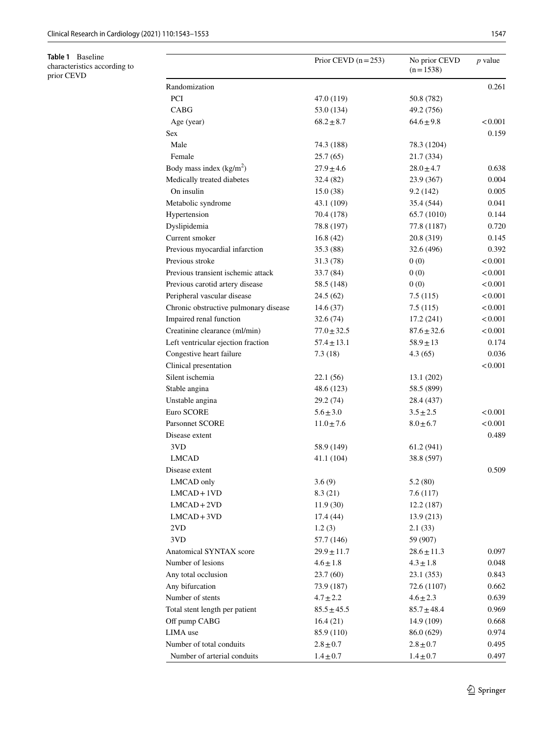**Table 1** Baseline characteristics according to prior CEVD

| | Prior CEVD (n = 253) | No prior CEVD (n = 1538) | *p* value |
|---|---|---|---|
| Randomization | | | 0.261 |
| PCI | 47.0 (119) | 50.8 (782) | |
| CABG | 53.0 (134) | 49.2 (756) | |
| Age (year) | 68.2 ± 8.7 | 64.6 ± 9.8 | < 0.001 |
| Sex | | | 0.159 |
| Male | 74.3 (188) | 78.3 (1204) | |
| Female | 25.7 (65) | 21.7 (334) | |
| Body mass index (kg/m$^2$) | 27.9 ± 4.6 | 28.0 ± 4.7 | 0.638 |
| Medically treated diabetes | 32.4 (82) | 23.9 (367) | 0.004 |
| On insulin | 15.0 (38) | 9.2 (142) | 0.005 |
| Metabolic syndrome | 43.1 (109) | 35.4 (544) | 0.041 |
| Hypertension | 70.4 (178) | 65.7 (1010) | 0.144 |
| Dyslipidemia | 78.8 (197) | 77.8 (1187) | 0.720 |
| Current smoker | 16.8 (42) | 20.8 (319) | 0.145 |
| Previous myocardial infarction | 35.3 (88) | 32.6 (496) | 0.392 |
| Previous stroke | 31.3 (78) | 0 (0) | < 0.001 |
| Previous transient ischemic attack | 33.7 (84) | 0 (0) | < 0.001 |
| Previous carotid artery disease | 58.5 (148) | 0 (0) | < 0.001 |
| Peripheral vascular disease | 24.5 (62) | 7.5 (115) | < 0.001 |
| Chronic obstructive pulmonary disease | 14.6 (37) | 7.5 (115) | < 0.001 |
| Impaired renal function | 32.6 (74) | 17.2 (241) | < 0.001 |
| Creatinine clearance (ml/min) | 77.0 ± 32.5 | 87.6 ± 32.6 | < 0.001 |
| Left ventricular ejection fraction | 57.4 ± 13.1 | 58.9 ± 13 | 0.174 |
| Congestive heart failure | 7.3 (18) | 4.3 (65) | 0.036 |
| Clinical presentation | | | < 0.001 |
| Silent ischemia | 22.1 (56) | 13.1 (202) | |
| Stable angina | 48.6 (123) | 58.5 (899) | |
| Unstable angina | 29.2 (74) | 28.4 (437) | |
| Euro SCORE | 5.6 ± 3.0 | 3.5 ± 2.5 | < 0.001 |
| Parsonnet SCORE | 11.0 ± 7.6 | 8.0 ± 6.7 | < 0.001 |
| Disease extent | | | 0.489 |
| 3VD | 58.9 (149) | 61.2 (941) | |
| LMCAD | 41.1 (104) | 38.8 (597) | |
| Disease extent | | | 0.509 |
| LMCAD only | 3.6 (9) | 5.2 (80) | |
| LMCAD + 1VD | 8.3 (21) | 7.6 (117) | |
| LMCAD + 2VD | 11.9 (30) | 12.2 (187) | |
| LMCAD + 3VD | 17.4 (44) | 13.9 (213) | |
| 2VD | 1.2 (3) | 2.1 (33) | |
| 3VD | 57.7 (146) | 59 (907) | |
| Anatomical SYNTAX score | 29.9 ± 11.7 | 28.6 ± 11.3 | 0.097 |
| Number of lesions | 4.6 ± 1.8 | 4.3 ± 1.8 | 0.048 |
| Any total occlusion | 23.7 (60) | 23.1 (353) | 0.843 |
| Any bifurcation | 73.9 (187) | 72.6 (1107) | 0.662 |
| Number of stents | 4.7 ± 2.2 | 4.6 ± 2.3 | 0.639 |
| Total stent length per patient | 85.5 ± 45.5 | 85.7 ± 48.4 | 0.969 |
| Off pump CABG | 16.4 (21) | 14.9 (109) | 0.668 |
| LIMA use | 85.9 (110) | 86.0 (629) | 0.974 |
| Number of total conduits | 2.8 ± 0.7 | 2.8 ± 0.7 | 0.495 |
| Number of arterial conduits | 1.4 ± 0.7 | 1.4 ± 0.7 | 0.497 |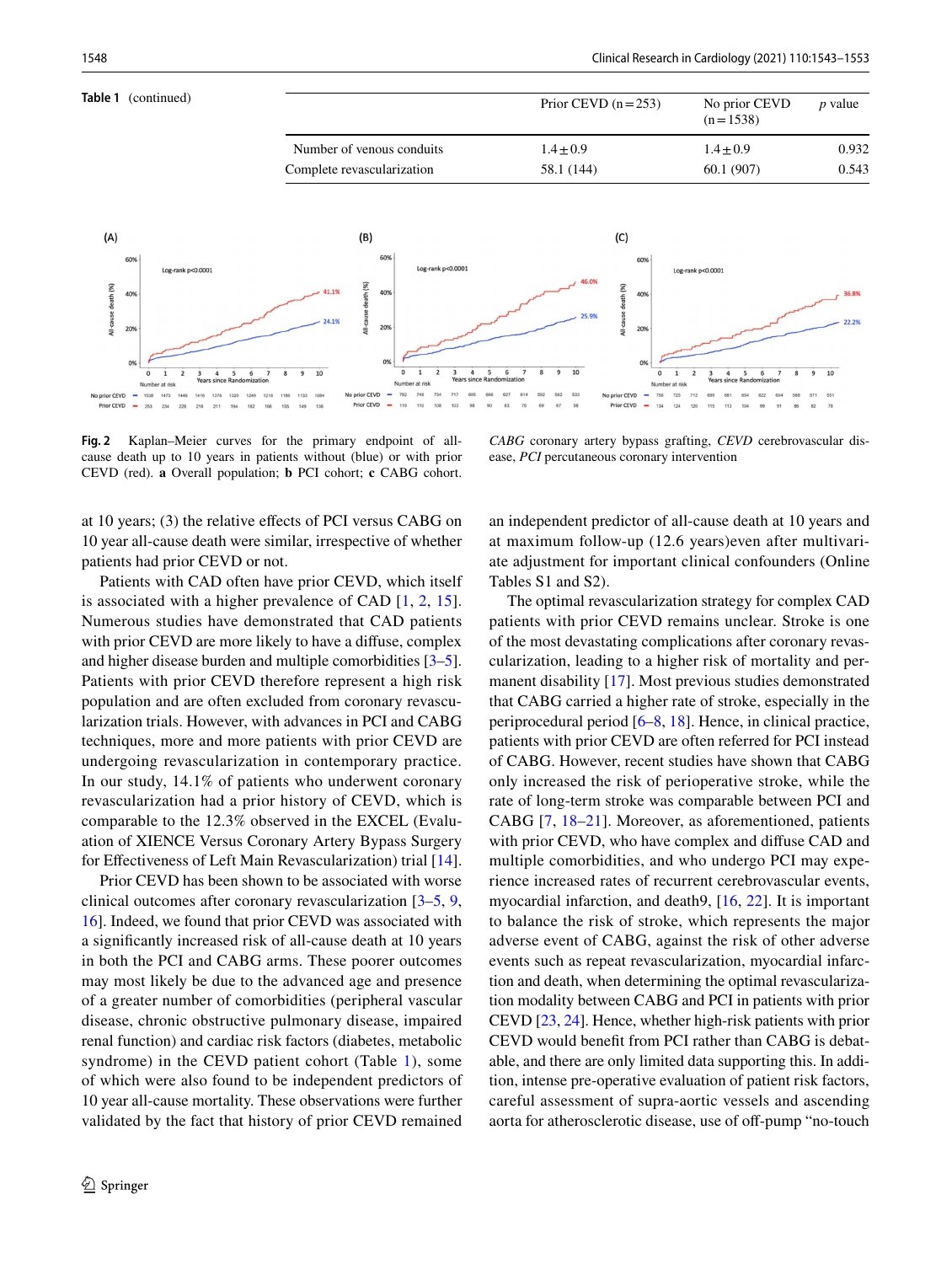**Table 1** (continued)

| | Prior CEVD (n = 253) | No prior CEVD (n = 1538) | *p* value |
|---|---|---|---|
| Number of venous conduits | 1.4 ± 0.9 | 1.4 ± 0.9 | 0.932 |
| Complete revascularization | 58.1 (144) | 60.1 (907) | 0.543 |

**Fig. 2** Kaplan–Meier curves for the primary endpoint of all-cause death up to 10 years in patients without (blue) or with prior CEVD (red). **a** Overall population; **b** PCI cohort; **c** CABG cohort. *CABG* coronary artery bypass grafting, *CEVD* cerebrovascular disease, *PCI* percutaneous coronary intervention

at 10 years; (3) the relative effects of PCI versus CABG on 10 year all-cause death were similar, irrespective of whether patients had prior CEVD or not.

Patients with CAD often have prior CEVD, which itself is associated with a higher prevalence of CAD [1, 2, 15]. Numerous studies have demonstrated that CAD patients with prior CEVD are more likely to have a diffuse, complex and higher disease burden and multiple comorbidities [3–5]. Patients with prior CEVD therefore represent a high risk population and are often excluded from coronary revascularization trials. However, with advances in PCI and CABG techniques, more and more patients with prior CEVD are undergoing revascularization in contemporary practice. In our study, 14.1% of patients who underwent coronary revascularization had a prior history of CEVD, which is comparable to the 12.3% observed in the EXCEL (Evaluation of XIENCE Versus Coronary Artery Bypass Surgery for Effectiveness of Left Main Revascularization) trial [14].

Prior CEVD has been shown to be associated with worse clinical outcomes after coronary revascularization [3–5, 9, 16]. Indeed, we found that prior CEVD was associated with a significantly increased risk of all-cause death at 10 years in both the PCI and CABG arms. These poorer outcomes may most likely be due to the advanced age and presence of a greater number of comorbidities (peripheral vascular disease, chronic obstructive pulmonary disease, impaired renal function) and cardiac risk factors (diabetes, metabolic syndrome) in the CEVD patient cohort (Table 1), some of which were also found to be independent predictors of 10 year all-cause mortality. These observations were further validated by the fact that history of prior CEVD remained an independent predictor of all-cause death at 10 years and at maximum follow-up (12.6 years)even after multivariate adjustment for important clinical confounders (Online Tables S1 and S2).

The optimal revascularization strategy for complex CAD patients with prior CEVD remains unclear. Stroke is one of the most devastating complications after coronary revascularization, leading to a higher risk of mortality and permanent disability [17]. Most previous studies demonstrated that CABG carried a higher rate of stroke, especially in the periprocedural period [6–8, 18]. Hence, in clinical practice, patients with prior CEVD are often referred for PCI instead of CABG. However, recent studies have shown that CABG only increased the risk of perioperative stroke, while the rate of long-term stroke was comparable between PCI and CABG [7, 18–21]. Moreover, as aforementioned, patients with prior CEVD, who have complex and diffuse CAD and multiple comorbidities, and who undergo PCI may experience increased rates of recurrent cerebrovascular events, myocardial infarction, and death9, [16, 22]. It is important to balance the risk of stroke, which represents the major adverse event of CABG, against the risk of other adverse events such as repeat revascularization, myocardial infarction and death, when determining the optimal revascularization modality between CABG and PCI in patients with prior CEVD [23, 24]. Hence, whether high-risk patients with prior CEVD would benefit from PCI rather than CABG is debatable, and there are only limited data supporting this. In addition, intense pre-operative evaluation of patient risk factors, careful assessment of supra-aortic vessels and ascending aorta for atherosclerotic disease, use of off-pump "no-touch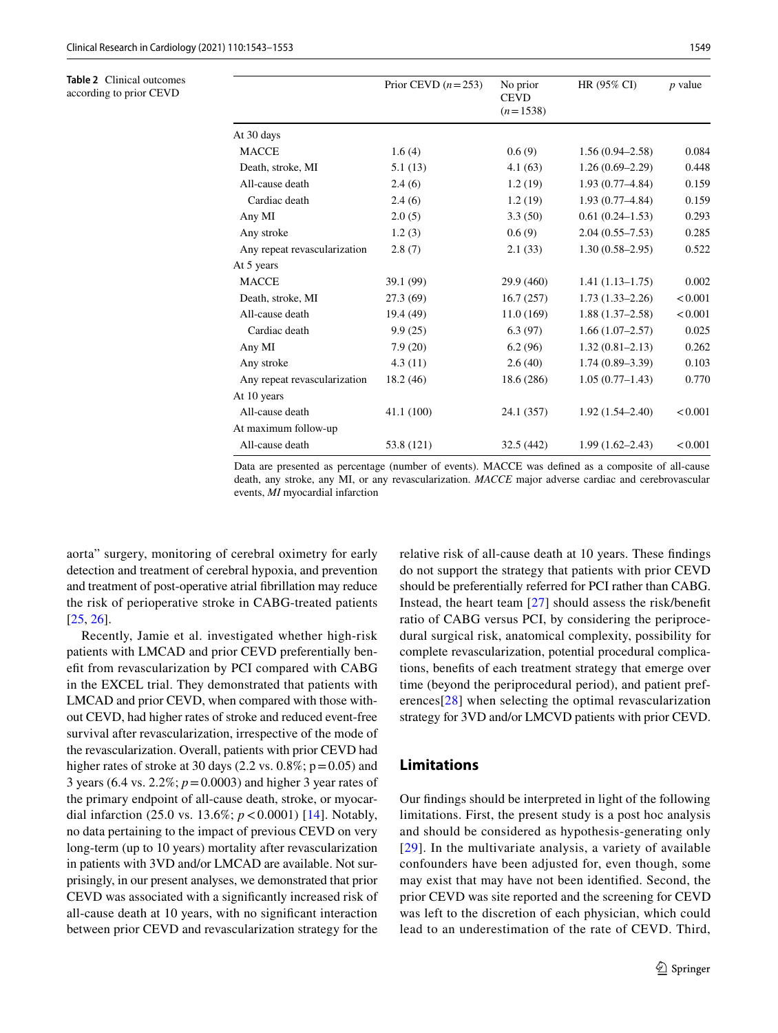**Table 2** Clinical outcomes according to prior CEVD

| | Prior CEVD ($n=253$) | No prior CEVD ($n=1538$) | HR (95% CI) | $p$ value |
|---|---|---|---|---|
| At 30 days | | | | |
| MACCE | 1.6 (4) | 0.6 (9) | 1.56 (0.94–2.58) | 0.084 |
| Death, stroke, MI | 5.1 (13) | 4.1 (63) | 1.26 (0.69–2.29) | 0.448 |
| All-cause death | 2.4 (6) | 1.2 (19) | 1.93 (0.77–4.84) | 0.159 |
| Cardiac death | 2.4 (6) | 1.2 (19) | 1.93 (0.77–4.84) | 0.159 |
| Any MI | 2.0 (5) | 3.3 (50) | 0.61 (0.24–1.53) | 0.293 |
| Any stroke | 1.2 (3) | 0.6 (9) | 2.04 (0.55–7.53) | 0.285 |
| Any repeat revascularization | 2.8 (7) | 2.1 (33) | 1.30 (0.58–2.95) | 0.522 |
| At 5 years | | | | |
| MACCE | 39.1 (99) | 29.9 (460) | 1.41 (1.13–1.75) | 0.002 |
| Death, stroke, MI | 27.3 (69) | 16.7 (257) | 1.73 (1.33–2.26) | < 0.001 |
| All-cause death | 19.4 (49) | 11.0 (169) | 1.88 (1.37–2.58) | < 0.001 |
| Cardiac death | 9.9 (25) | 6.3 (97) | 1.66 (1.07–2.57) | 0.025 |
| Any MI | 7.9 (20) | 6.2 (96) | 1.32 (0.81–2.13) | 0.262 |
| Any stroke | 4.3 (11) | 2.6 (40) | 1.74 (0.89–3.39) | 0.103 |
| Any repeat revascularization | 18.2 (46) | 18.6 (286) | 1.05 (0.77–1.43) | 0.770 |
| At 10 years | | | | |
| All-cause death | 41.1 (100) | 24.1 (357) | 1.92 (1.54–2.40) | < 0.001 |
| At maximum follow-up | | | | |
| All-cause death | 53.8 (121) | 32.5 (442) | 1.99 (1.62–2.43) | < 0.001 |

Data are presented as percentage (number of events). MACCE was defined as a composite of all-cause death, any stroke, any MI, or any revascularization. *MACCE* major adverse cardiac and cerebrovascular events, *MI* myocardial infarction

aorta" surgery, monitoring of cerebral oximetry for early detection and treatment of cerebral hypoxia, and prevention and treatment of post-operative atrial fibrillation may reduce the risk of perioperative stroke in CABG-treated patients [25, 26].

Recently, Jamie et al. investigated whether high-risk patients with LMCAD and prior CEVD preferentially benefit from revascularization by PCI compared with CABG in the EXCEL trial. They demonstrated that patients with LMCAD and prior CEVD, when compared with those without CEVD, had higher rates of stroke and reduced event-free survival after revascularization, irrespective of the mode of the revascularization. Overall, patients with prior CEVD had higher rates of stroke at 30 days (2.2 vs. 0.8%; $p=0.05$) and 3 years (6.4 vs. 2.2%; $p=0.0003$) and higher 3 year rates of the primary endpoint of all-cause death, stroke, or myocardial infarction (25.0 vs. 13.6%; $p<0.0001$) [14]. Notably, no data pertaining to the impact of previous CEVD on very long-term (up to 10 years) mortality after revascularization in patients with 3VD and/or LMCAD are available. Not surprisingly, in our present analyses, we demonstrated that prior CEVD was associated with a significantly increased risk of all-cause death at 10 years, with no significant interaction between prior CEVD and revascularization strategy for the relative risk of all-cause death at 10 years. These findings do not support the strategy that patients with prior CEVD should be preferentially referred for PCI rather than CABG. Instead, the heart team [27] should assess the risk/benefit ratio of CABG versus PCI, by considering the periprocedural surgical risk, anatomical complexity, possibility for complete revascularization, potential procedural complications, benefits of each treatment strategy that emerge over time (beyond the periprocedural period), and patient preferences[28] when selecting the optimal revascularization strategy for 3VD and/or LMCVD patients with prior CEVD.

## Limitations

Our findings should be interpreted in light of the following limitations. First, the present study is a post hoc analysis and should be considered as hypothesis-generating only [29]. In the multivariate analysis, a variety of available confounders have been adjusted for, even though, some may exist that may have not been identified. Second, the prior CEVD was site reported and the screening for CEVD was left to the discretion of each physician, which could lead to an underestimation of the rate of CEVD. Third,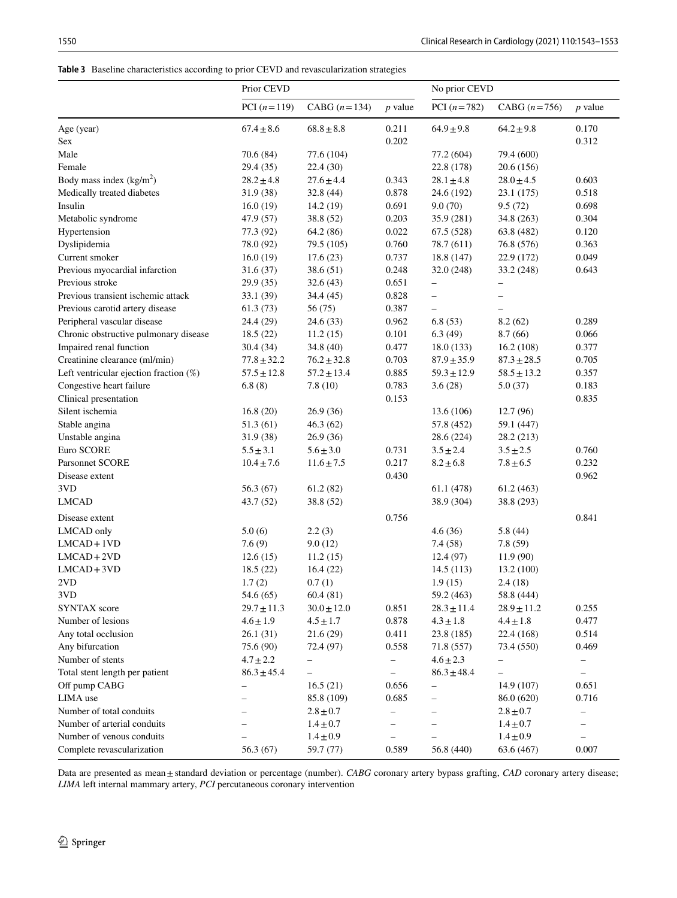**Table 3** Baseline characteristics according to prior CEVD and revascularization strategies

| | Prior CEVD | | | No prior CEVD | | |
|---|---|---|---|---|---|---|
| | PCI (*n* = 119) | CABG (*n* = 134) | *p* value | PCI (*n* = 782) | CABG (*n* = 756) | *p* value |
| Age (year) | 67.4 ± 8.6 | 68.8 ± 8.8 | 0.211 | 64.9 ± 9.8 | 64.2 ± 9.8 | 0.170 |
| Sex | | | 0.202 | | | 0.312 |
| Male | 70.6 (84) | 77.6 (104) | | 77.2 (604) | 79.4 (600) | |
| Female | 29.4 (35) | 22.4 (30) | | 22.8 (178) | 20.6 (156) | |
| Body mass index (kg/m$^2$) | 28.2 ± 4.8 | 27.6 ± 4.4 | 0.343 | 28.1 ± 4.8 | 28.0 ± 4.5 | 0.603 |
| Medically treated diabetes | 31.9 (38) | 32.8 (44) | 0.878 | 24.6 (192) | 23.1 (175) | 0.518 |
| Insulin | 16.0 (19) | 14.2 (19) | 0.691 | 9.0 (70) | 9.5 (72) | 0.698 |
| Metabolic syndrome | 47.9 (57) | 38.8 (52) | 0.203 | 35.9 (281) | 34.8 (263) | 0.304 |
| Hypertension | 77.3 (92) | 64.2 (86) | 0.022 | 67.5 (528) | 63.8 (482) | 0.120 |
| Dyslipidemia | 78.0 (92) | 79.5 (105) | 0.760 | 78.7 (611) | 76.8 (576) | 0.363 |
| Current smoker | 16.0 (19) | 17.6 (23) | 0.737 | 18.8 (147) | 22.9 (172) | 0.049 |
| Previous myocardial infarction | 31.6 (37) | 38.6 (51) | 0.248 | 32.0 (248) | 33.2 (248) | 0.643 |
| Previous stroke | 29.9 (35) | 32.6 (43) | 0.651 | – | – | |
| Previous transient ischemic attack | 33.1 (39) | 34.4 (45) | 0.828 | – | – | |
| Previous carotid artery disease | 61.3 (73) | 56 (75) | 0.387 | – | – | |
| Peripheral vascular disease | 24.4 (29) | 24.6 (33) | 0.962 | 6.8 (53) | 8.2 (62) | 0.289 |
| Chronic obstructive pulmonary disease | 18.5 (22) | 11.2 (15) | 0.101 | 6.3 (49) | 8.7 (66) | 0.066 |
| Impaired renal function | 30.4 (34) | 34.8 (40) | 0.477 | 18.0 (133) | 16.2 (108) | 0.377 |
| Creatinine clearance (ml/min) | 77.8 ± 32.2 | 76.2 ± 32.8 | 0.703 | 87.9 ± 35.9 | 87.3 ± 28.5 | 0.705 |
| Left ventricular ejection fraction (%) | 57.5 ± 12.8 | 57.2 ± 13.4 | 0.885 | 59.3 ± 12.9 | 58.5 ± 13.2 | 0.357 |
| Congestive heart failure | 6.8 (8) | 7.8 (10) | 0.783 | 3.6 (28) | 5.0 (37) | 0.183 |
| Clinical presentation | | | 0.153 | | | 0.835 |
| Silent ischemia | 16.8 (20) | 26.9 (36) | | 13.6 (106) | 12.7 (96) | |
| Stable angina | 51.3 (61) | 46.3 (62) | | 57.8 (452) | 59.1 (447) | |
| Unstable angina | 31.9 (38) | 26.9 (36) | | 28.6 (224) | 28.2 (213) | |
| Euro SCORE | 5.5 ± 3.1 | 5.6 ± 3.0 | 0.731 | 3.5 ± 2.4 | 3.5 ± 2.5 | 0.760 |
| Parsonnet SCORE | 10.4 ± 7.6 | 11.6 ± 7.5 | 0.217 | 8.2 ± 6.8 | 7.8 ± 6.5 | 0.232 |
| Disease extent | | | 0.430 | | | 0.962 |
| 3VD | 56.3 (67) | 61.2 (82) | | 61.1 (478) | 61.2 (463) | |
| LMCAD | 43.7 (52) | 38.8 (52) | | 38.9 (304) | 38.8 (293) | |
| Disease extent | | | 0.756 | | | 0.841 |
| LMCAD only | 5.0 (6) | 2.2 (3) | | 4.6 (36) | 5.8 (44) | |
| LMCAD + 1VD | 7.6 (9) | 9.0 (12) | | 7.4 (58) | 7.8 (59) | |
| LMCAD + 2VD | 12.6 (15) | 11.2 (15) | | 12.4 (97) | 11.9 (90) | |
| LMCAD + 3VD | 18.5 (22) | 16.4 (22) | | 14.5 (113) | 13.2 (100) | |
| 2VD | 1.7 (2) | 0.7 (1) | | 1.9 (15) | 2.4 (18) | |
| 3VD | 54.6 (65) | 60.4 (81) | | 59.2 (463) | 58.8 (444) | |
| SYNTAX score | 29.7 ± 11.3 | 30.0 ± 12.0 | 0.851 | 28.3 ± 11.4 | 28.9 ± 11.2 | 0.255 |
| Number of lesions | 4.6 ± 1.9 | 4.5 ± 1.7 | 0.878 | 4.3 ± 1.8 | 4.4 ± 1.8 | 0.477 |
| Any total occlusion | 26.1 (31) | 21.6 (29) | 0.411 | 23.8 (185) | 22.4 (168) | 0.514 |
| Any bifurcation | 75.6 (90) | 72.4 (97) | 0.558 | 71.8 (557) | 73.4 (550) | 0.469 |
| Number of stents | 4.7 ± 2.2 | – | – | 4.6 ± 2.3 | – | – |
| Total stent length per patient | 86.3 ± 45.4 | – | – | 86.3 ± 48.4 | – | – |
| Off pump CABG | – | 16.5 (21) | 0.656 | – | 14.9 (107) | 0.651 |
| LIMA use | – | 85.8 (109) | 0.685 | – | 86.0 (620) | 0.716 |
| Number of total conduits | – | 2.8 ± 0.7 | – | – | 2.8 ± 0.7 | – |
| Number of arterial conduits | – | 1.4 ± 0.7 | – | – | 1.4 ± 0.7 | – |
| Number of venous conduits | – | 1.4 ± 0.9 | – | – | 1.4 ± 0.9 | – |
| Complete revascularization | 56.3 (67) | 59.7 (77) | 0.589 | 56.8 (440) | 63.6 (467) | 0.007 |

Data are presented as mean ± standard deviation or percentage (number). *CABG* coronary artery bypass grafting, *CAD* coronary artery disease; *LIMA* left internal mammary artery, *PCI* percutaneous coronary intervention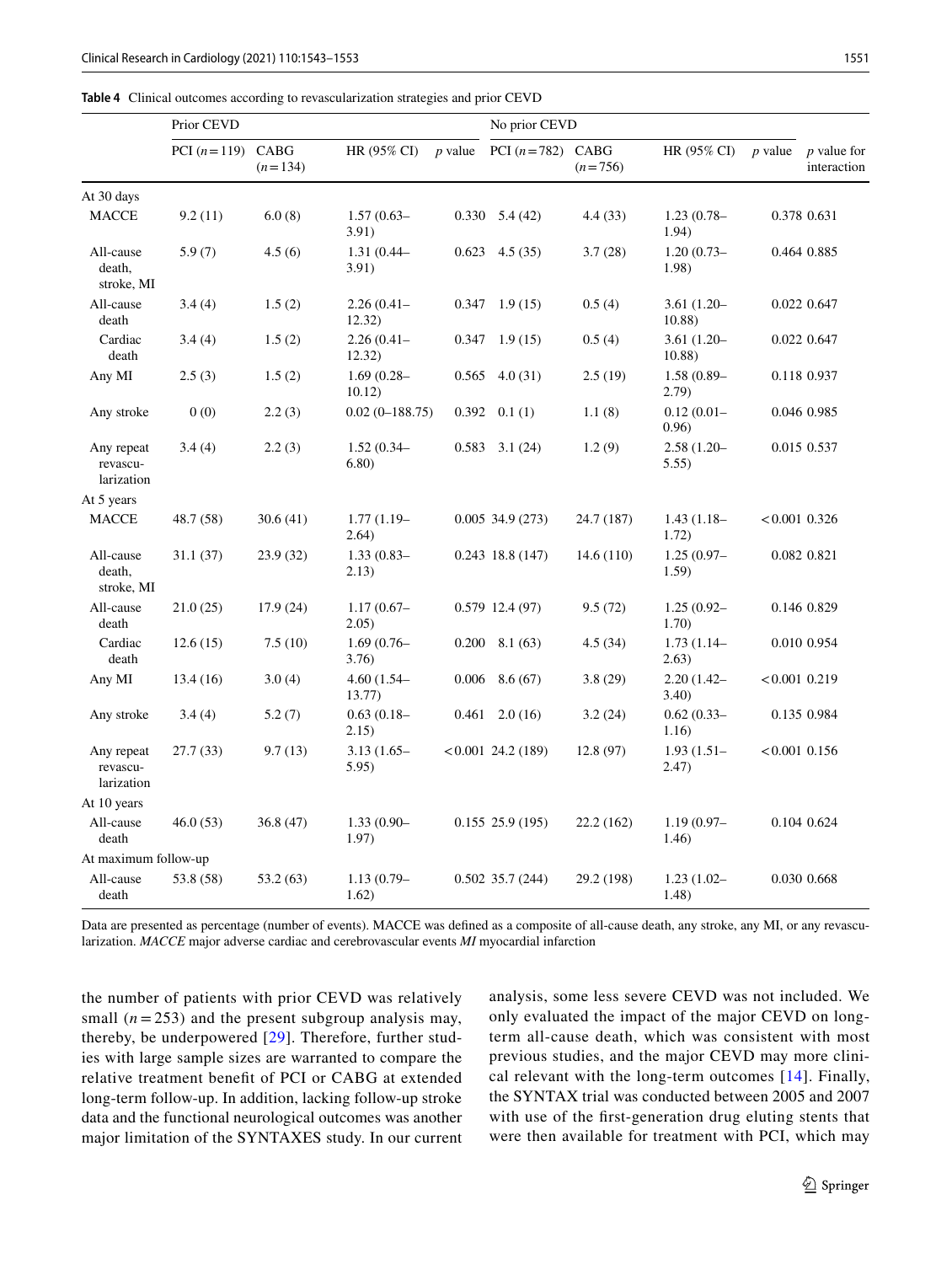**Table 4** Clinical outcomes according to revascularization strategies and prior CEVD

| | Prior CEVD | | | | No prior CEVD | | | | |
|---|---|---|---|---|---|---|---|---|---|
| | PCI ($n=119$) | CABG ($n=134$) | HR (95% CI) | $p$ value | PCI ($n=782$) | CABG ($n=756$) | HR (95% CI) | $p$ value | $p$ value for interaction |
| At 30 days | | | | | | | | | |
| MACCE | 9.2 (11) | 6.0 (8) | 1.57 (0.63–3.91) | 0.330 | 5.4 (42) | 4.4 (33) | 1.23 (0.78–1.94) | 0.378 | 0.631 |
| All-cause death, stroke, MI | 5.9 (7) | 4.5 (6) | 1.31 (0.44–3.91) | 0.623 | 4.5 (35) | 3.7 (28) | 1.20 (0.73–1.98) | 0.464 | 0.885 |
| All-cause death | 3.4 (4) | 1.5 (2) | 2.26 (0.41–12.32) | 0.347 | 1.9 (15) | 0.5 (4) | 3.61 (1.20–10.88) | 0.022 | 0.647 |
| Cardiac death | 3.4 (4) | 1.5 (2) | 2.26 (0.41–12.32) | 0.347 | 1.9 (15) | 0.5 (4) | 3.61 (1.20–10.88) | 0.022 | 0.647 |
| Any MI | 2.5 (3) | 1.5 (2) | 1.69 (0.28–10.12) | 0.565 | 4.0 (31) | 2.5 (19) | 1.58 (0.89–2.79) | 0.118 | 0.937 |
| Any stroke | 0 (0) | 2.2 (3) | 0.02 (0–188.75) | 0.392 | 0.1 (1) | 1.1 (8) | 0.12 (0.01–0.96) | 0.046 | 0.985 |
| Any repeat revascularization | 3.4 (4) | 2.2 (3) | 1.52 (0.34–6.80) | 0.583 | 3.1 (24) | 1.2 (9) | 2.58 (1.20–5.55) | 0.015 | 0.537 |
| At 5 years | | | | | | | | | |
| MACCE | 48.7 (58) | 30.6 (41) | 1.77 (1.19–2.64) | 0.005 | 34.9 (273) | 24.7 (187) | 1.43 (1.18–1.72) | <0.001 | 0.326 |
| All-cause death, stroke, MI | 31.1 (37) | 23.9 (32) | 1.33 (0.83–2.13) | 0.243 | 18.8 (147) | 14.6 (110) | 1.25 (0.97–1.59) | 0.082 | 0.821 |
| All-cause death | 21.0 (25) | 17.9 (24) | 1.17 (0.67–2.05) | 0.579 | 12.4 (97) | 9.5 (72) | 1.25 (0.92–1.70) | 0.146 | 0.829 |
| Cardiac death | 12.6 (15) | 7.5 (10) | 1.69 (0.76–3.76) | 0.200 | 8.1 (63) | 4.5 (34) | 1.73 (1.14–2.63) | 0.010 | 0.954 |
| Any MI | 13.4 (16) | 3.0 (4) | 4.60 (1.54–13.77) | 0.006 | 8.6 (67) | 3.8 (29) | 2.20 (1.42–3.40) | <0.001 | 0.219 |
| Any stroke | 3.4 (4) | 5.2 (7) | 0.63 (0.18–2.15) | 0.461 | 2.0 (16) | 3.2 (24) | 0.62 (0.33–1.16) | 0.135 | 0.984 |
| Any repeat revascularization | 27.7 (33) | 9.7 (13) | 3.13 (1.65–5.95) | <0.001 | 24.2 (189) | 12.8 (97) | 1.93 (1.51–2.47) | <0.001 | 0.156 |
| At 10 years | | | | | | | | | |
| All-cause death | 46.0 (53) | 36.8 (47) | 1.33 (0.90–1.97) | 0.155 | 25.9 (195) | 22.2 (162) | 1.19 (0.97–1.46) | 0.104 | 0.624 |
| At maximum follow-up | | | | | | | | | |
| All-cause death | 53.8 (58) | 53.2 (63) | 1.13 (0.79–1.62) | 0.502 | 35.7 (244) | 29.2 (198) | 1.23 (1.02–1.48) | 0.030 | 0.668 |

Data are presented as percentage (number of events). MACCE was defined as a composite of all-cause death, any stroke, any MI, or any revascularization. *MACCE* major adverse cardiac and cerebrovascular events *MI* myocardial infarction

the number of patients with prior CEVD was relatively small ($n=253$) and the present subgroup analysis may, thereby, be underpowered [29]. Therefore, further studies with large sample sizes are warranted to compare the relative treatment benefit of PCI or CABG at extended long-term follow-up. In addition, lacking follow-up stroke data and the functional neurological outcomes was another major limitation of the SYNTAXES study. In our current analysis, some less severe CEVD was not included. We only evaluated the impact of the major CEVD on long-term all-cause death, which was consistent with most previous studies, and the major CEVD may more clinical relevant with the long-term outcomes [14]. Finally, the SYNTAX trial was conducted between 2005 and 2007 with use of the first-generation drug eluting stents that were then available for treatment with PCI, which may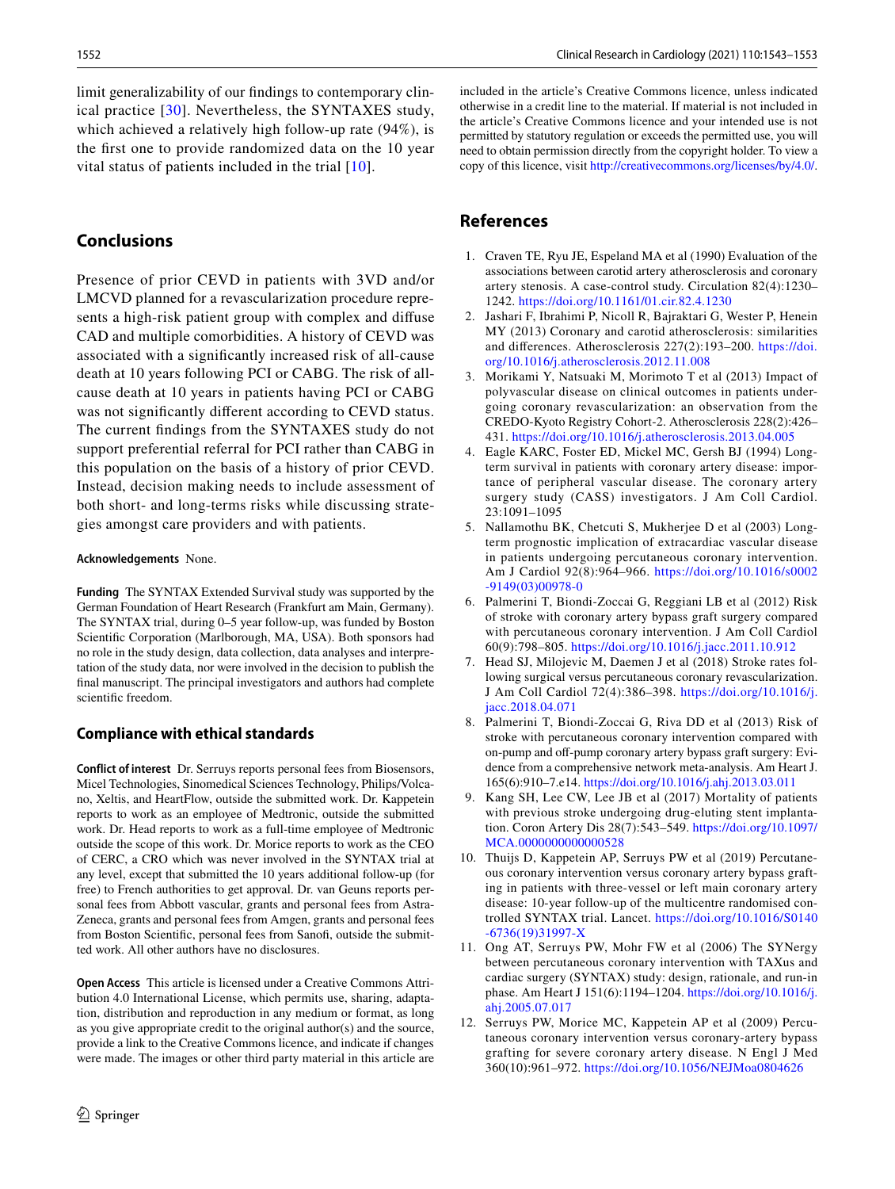limit generalizability of our findings to contemporary clinical practice [30]. Nevertheless, the SYNTAXES study, which achieved a relatively high follow-up rate (94%), is the first one to provide randomized data on the 10 year vital status of patients included in the trial [10].

## Conclusions

Presence of prior CEVD in patients with 3VD and/or LMCVD planned for a revascularization procedure represents a high-risk patient group with complex and diffuse CAD and multiple comorbidities. A history of CEVD was associated with a significantly increased risk of all-cause death at 10 years following PCI or CABG. The risk of all-cause death at 10 years in patients having PCI or CABG was not significantly different according to CEVD status. The current findings from the SYNTAXES study do not support preferential referral for PCI rather than CABG in this population on the basis of a history of prior CEVD. Instead, decision making needs to include assessment of both short- and long-terms risks while discussing strategies amongst care providers and with patients.

**Acknowledgements** None.

**Funding** The SYNTAX Extended Survival study was supported by the German Foundation of Heart Research (Frankfurt am Main, Germany). The SYNTAX trial, during 0–5 year follow-up, was funded by Boston Scientific Corporation (Marlborough, MA, USA). Both sponsors had no role in the study design, data collection, data analyses and interpretation of the study data, nor were involved in the decision to publish the final manuscript. The principal investigators and authors had complete scientific freedom.

### Compliance with ethical standards

**Conflict of interest** Dr. Serruys reports personal fees from Biosensors, Micel Technologies, Sinomedical Sciences Technology, Philips/Volcano, Xeltis, and HeartFlow, outside the submitted work. Dr. Kappetein reports to work as an employee of Medtronic, outside the submitted work. Dr. Head reports to work as a full-time employee of Medtronic outside the scope of this work. Dr. Morice reports to work as the CEO of CERC, a CRO which was never involved in the SYNTAX trial at any level, except that submitted the 10 years additional follow-up (for free) to French authorities to get approval. Dr. van Geuns reports personal fees from Abbott vascular, grants and personal fees from AstraZeneca, grants and personal fees from Amgen, grants and personal fees from Boston Scientific, personal fees from Sanofi, outside the submitted work. All other authors have no disclosures.

**Open Access** This article is licensed under a Creative Commons Attribution 4.0 International License, which permits use, sharing, adaptation, distribution and reproduction in any medium or format, as long as you give appropriate credit to the original author(s) and the source, provide a link to the Creative Commons licence, and indicate if changes were made. The images or other third party material in this article are included in the article's Creative Commons licence, unless indicated otherwise in a credit line to the material. If material is not included in the article's Creative Commons licence and your intended use is not permitted by statutory regulation or exceeds the permitted use, you will need to obtain permission directly from the copyright holder. To view a copy of this licence, visit http://creativecommons.org/licenses/by/4.0/.

## References

1. Craven TE, Ryu JE, Espeland MA et al (1990) Evaluation of the associations between carotid artery atherosclerosis and coronary artery stenosis. A case-control study. Circulation 82(4):1230–1242. https://doi.org/10.1161/01.cir.82.4.1230
2. Jashari F, Ibrahimi P, Nicoll R, Bajraktari G, Wester P, Henein MY (2013) Coronary and carotid atherosclerosis: similarities and differences. Atherosclerosis 227(2):193–200. https://doi.org/10.1016/j.atherosclerosis.2012.11.008
3. Morikami Y, Natsuaki M, Morimoto T et al (2013) Impact of polyvascular disease on clinical outcomes in patients undergoing coronary revascularization: an observation from the CREDO-Kyoto Registry Cohort-2. Atherosclerosis 228(2):426–431. https://doi.org/10.1016/j.atherosclerosis.2013.04.005
4. Eagle KARC, Foster ED, Mickel MC, Gersh BJ (1994) Long-term survival in patients with coronary artery disease: importance of peripheral vascular disease. The coronary artery surgery study (CASS) investigators. J Am Coll Cardiol. 23:1091–1095
5. Nallamothu BK, Chetcuti S, Mukherjee D et al (2003) Long-term prognostic implication of extracardiac vascular disease in patients undergoing percutaneous coronary intervention. Am J Cardiol 92(8):964–966. https://doi.org/10.1016/s0002-9149(03)00978-0
6. Palmerini T, Biondi-Zoccai G, Reggiani LB et al (2012) Risk of stroke with coronary artery bypass graft surgery compared with percutaneous coronary intervention. J Am Coll Cardiol 60(9):798–805. https://doi.org/10.1016/j.jacc.2011.10.912
7. Head SJ, Milojevic M, Daemen J et al (2018) Stroke rates following surgical versus percutaneous coronary revascularization. J Am Coll Cardiol 72(4):386–398. https://doi.org/10.1016/j.jacc.2018.04.071
8. Palmerini T, Biondi-Zoccai G, Riva DD et al (2013) Risk of stroke with percutaneous coronary intervention compared with on-pump and off-pump coronary artery bypass graft surgery: Evidence from a comprehensive network meta-analysis. Am Heart J. 165(6):910–7.e14. https://doi.org/10.1016/j.ahj.2013.03.011
9. Kang SH, Lee CW, Lee JB et al (2017) Mortality of patients with previous stroke undergoing drug-eluting stent implantation. Coron Artery Dis 28(7):543–549. https://doi.org/10.1097/MCA.0000000000000528
10. Thuijs D, Kappetein AP, Serruys PW et al (2019) Percutaneous coronary intervention versus coronary artery bypass grafting in patients with three-vessel or left main coronary artery disease: 10-year follow-up of the multicentre randomised controlled SYNTAX trial. Lancet. https://doi.org/10.1016/S0140-6736(19)31997-X
11. Ong AT, Serruys PW, Mohr FW et al (2006) The SYNergy between percutaneous coronary intervention with TAXus and cardiac surgery (SYNTAX) study: design, rationale, and run-in phase. Am Heart J 151(6):1194–1204. https://doi.org/10.1016/j.ahj.2005.07.017
12. Serruys PW, Morice MC, Kappetein AP et al (2009) Percutaneous coronary intervention versus coronary-artery bypass grafting for severe coronary artery disease. N Engl J Med 360(10):961–972. https://doi.org/10.1056/NEJMoa0804626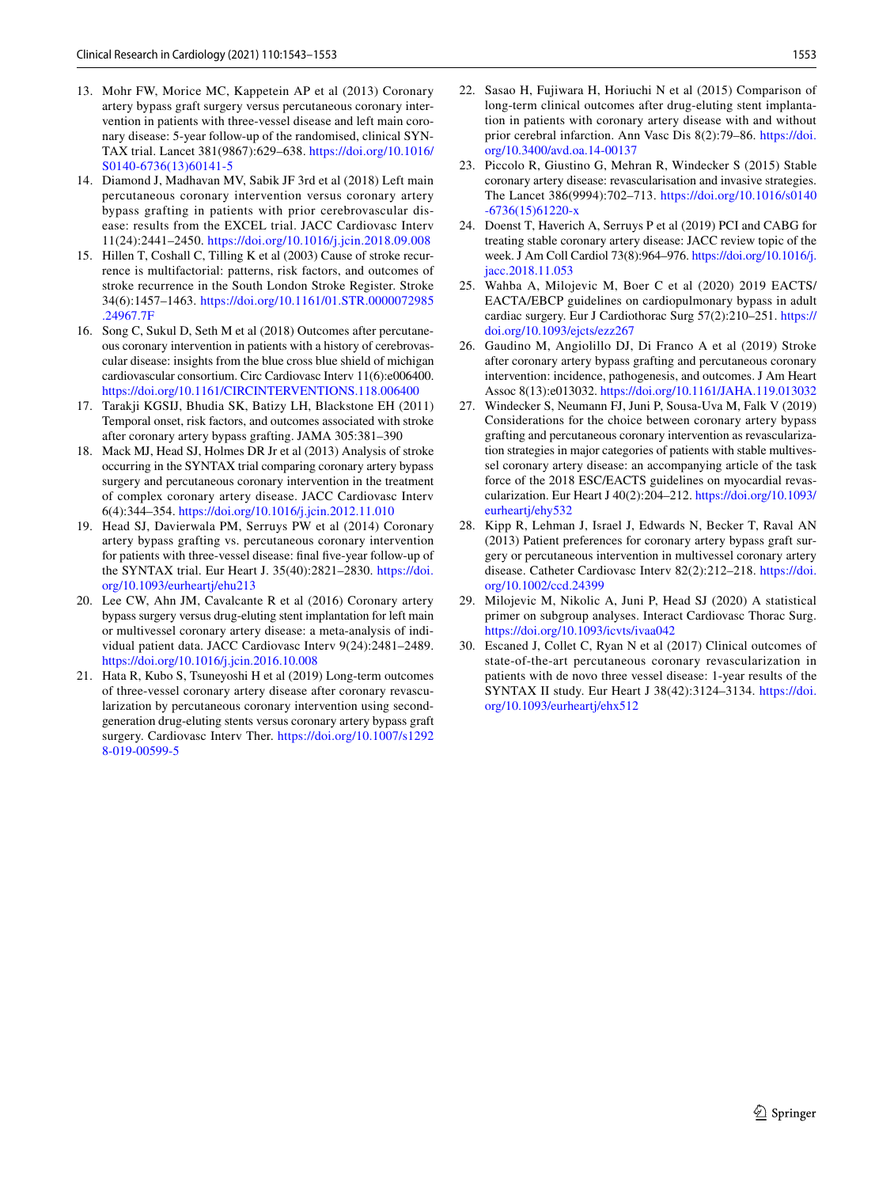13. Mohr FW, Morice MC, Kappetein AP et al (2013) Coronary artery bypass graft surgery versus percutaneous coronary intervention in patients with three-vessel disease and left main coronary disease: 5-year follow-up of the randomised, clinical SYNTAX trial. Lancet 381(9867):629–638. https://doi.org/10.1016/S0140-6736(13)60141-5
14. Diamond J, Madhavan MV, Sabik JF 3rd et al (2018) Left main percutaneous coronary intervention versus coronary artery bypass grafting in patients with prior cerebrovascular disease: results from the EXCEL trial. JACC Cardiovasc Interv 11(24):2441–2450. https://doi.org/10.1016/j.jcin.2018.09.008
15. Hillen T, Coshall C, Tilling K et al (2003) Cause of stroke recurrence is multifactorial: patterns, risk factors, and outcomes of stroke recurrence in the South London Stroke Register. Stroke 34(6):1457–1463. https://doi.org/10.1161/01.STR.0000072985.24967.7F
16. Song C, Sukul D, Seth M et al (2018) Outcomes after percutaneous coronary intervention in patients with a history of cerebrovascular disease: insights from the blue cross blue shield of michigan cardiovascular consortium. Circ Cardiovasc Interv 11(6):e006400. https://doi.org/10.1161/CIRCINTERVENTIONS.118.006400
17. Tarakji KGSIJ, Bhudia SK, Batizy LH, Blackstone EH (2011) Temporal onset, risk factors, and outcomes associated with stroke after coronary artery bypass grafting. JAMA 305:381–390
18. Mack MJ, Head SJ, Holmes DR Jr et al (2013) Analysis of stroke occurring in the SYNTAX trial comparing coronary artery bypass surgery and percutaneous coronary intervention in the treatment of complex coronary artery disease. JACC Cardiovasc Interv 6(4):344–354. https://doi.org/10.1016/j.jcin.2012.11.010
19. Head SJ, Davierwala PM, Serruys PW et al (2014) Coronary artery bypass grafting vs. percutaneous coronary intervention for patients with three-vessel disease: final five-year follow-up of the SYNTAX trial. Eur Heart J. 35(40):2821–2830. https://doi.org/10.1093/eurheartj/ehu213
20. Lee CW, Ahn JM, Cavalcante R et al (2016) Coronary artery bypass surgery versus drug-eluting stent implantation for left main or multivessel coronary artery disease: a meta-analysis of individual patient data. JACC Cardiovasc Interv 9(24):2481–2489. https://doi.org/10.1016/j.jcin.2016.10.008
21. Hata R, Kubo S, Tsuneyoshi H et al (2019) Long-term outcomes of three-vessel coronary artery disease after coronary revascularization by percutaneous coronary intervention using second-generation drug-eluting stents versus coronary artery bypass graft surgery. Cardiovasc Interv Ther. https://doi.org/10.1007/s12928-019-00599-5
22. Sasao H, Fujiwara H, Horiuchi N et al (2015) Comparison of long-term clinical outcomes after drug-eluting stent implantation in patients with coronary artery disease with and without prior cerebral infarction. Ann Vasc Dis 8(2):79–86. https://doi.org/10.3400/avd.oa.14-00137
23. Piccolo R, Giustino G, Mehran R, Windecker S (2015) Stable coronary artery disease: revascularisation and invasive strategies. The Lancet 386(9994):702–713. https://doi.org/10.1016/s0140-6736(15)61220-x
24. Doenst T, Haverich A, Serruys P et al (2019) PCI and CABG for treating stable coronary artery disease: JACC review topic of the week. J Am Coll Cardiol 73(8):964–976. https://doi.org/10.1016/j.jacc.2018.11.053
25. Wahba A, Milojevic M, Boer C et al (2020) 2019 EACTS/EACTA/EBCP guidelines on cardiopulmonary bypass in adult cardiac surgery. Eur J Cardiothorac Surg 57(2):210–251. https://doi.org/10.1093/ejcts/ezz267
26. Gaudino M, Angiolillo DJ, Di Franco A et al (2019) Stroke after coronary artery bypass grafting and percutaneous coronary intervention: incidence, pathogenesis, and outcomes. J Am Heart Assoc 8(13):e013032. https://doi.org/10.1161/JAHA.119.013032
27. Windecker S, Neumann FJ, Juni P, Sousa-Uva M, Falk V (2019) Considerations for the choice between coronary artery bypass grafting and percutaneous coronary intervention as revascularization strategies in major categories of patients with stable multivessel coronary artery disease: an accompanying article of the task force of the 2018 ESC/EACTS guidelines on myocardial revascularization. Eur Heart J 40(2):204–212. https://doi.org/10.1093/eurheartj/ehy532
28. Kipp R, Lehman J, Israel J, Edwards N, Becker T, Raval AN (2013) Patient preferences for coronary artery bypass graft surgery or percutaneous intervention in multivessel coronary artery disease. Catheter Cardiovasc Interv 82(2):212–218. https://doi.org/10.1002/ccd.24399
29. Milojevic M, Nikolic A, Juni P, Head SJ (2020) A statistical primer on subgroup analyses. Interact Cardiovasc Thorac Surg. https://doi.org/10.1093/icvts/ivaa042
30. Escaned J, Collet C, Ryan N et al (2017) Clinical outcomes of state-of-the-art percutaneous coronary revascularization in patients with de novo three vessel disease: 1-year results of the SYNTAX II study. Eur Heart J 38(42):3124–3134. https://doi.org/10.1093/eurheartj/ehx512